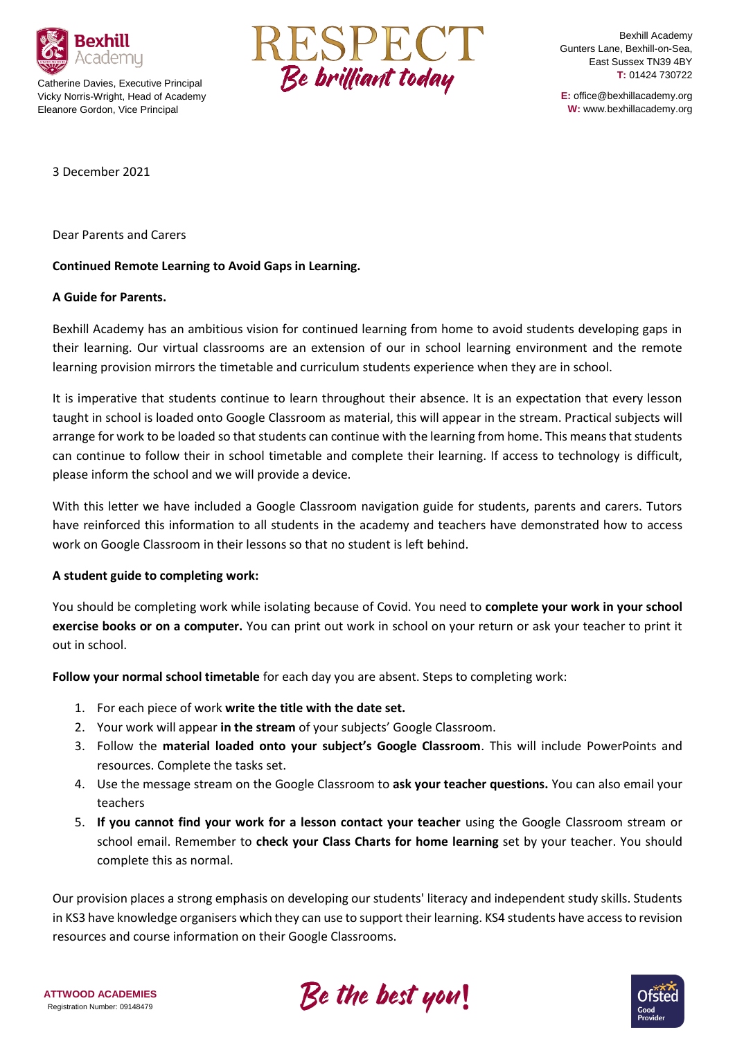Catherine Davies, Executive Principal
Vicky Norris-Wright, Head of Academy
Eleanore Gordon, Vice Principal

RESPECT
*Be brilliant today*

Bexhill Academy
Gunters Lane, Bexhill-on-Sea,
East Sussex TN39 4BY
**T:** 01424 730722

**E:** office@bexhillacademy.org
**W:** www.bexhillacademy.org

3 December 2021

Dear Parents and Carers

**Continued Remote Learning to Avoid Gaps in Learning.**

**A Guide for Parents.**

Bexhill Academy has an ambitious vision for continued learning from home to avoid students developing gaps in their learning. Our virtual classrooms are an extension of our in school learning environment and the remote learning provision mirrors the timetable and curriculum students experience when they are in school.

It is imperative that students continue to learn throughout their absence. It is an expectation that every lesson taught in school is loaded onto Google Classroom as material, this will appear in the stream. Practical subjects will arrange for work to be loaded so that students can continue with the learning from home. This means that students can continue to follow their in school timetable and complete their learning. If access to technology is difficult, please inform the school and we will provide a device.

With this letter we have included a Google Classroom navigation guide for students, parents and carers. Tutors have reinforced this information to all students in the academy and teachers have demonstrated how to access work on Google Classroom in their lessons so that no student is left behind.

**A student guide to completing work:**

You should be completing work while isolating because of Covid. You need to **complete your work in your school exercise books or on a computer.** You can print out work in school on your return or ask your teacher to print it out in school.

**Follow your normal school timetable** for each day you are absent. Steps to completing work:

1. For each piece of work **write the title with the date set.**
2. Your work will appear **in the stream** of your subjects' Google Classroom.
3. Follow the **material loaded onto your subject's Google Classroom**. This will include PowerPoints and resources. Complete the tasks set.
4. Use the message stream on the Google Classroom to **ask your teacher questions.** You can also email your teachers
5. **If you cannot find your work for a lesson contact your teacher** using the Google Classroom stream or school email. Remember to **check your Class Charts for home learning** set by your teacher. You should complete this as normal.

Our provision places a strong emphasis on developing our students' literacy and independent study skills. Students in KS3 have knowledge organisers which they can use to support their learning. KS4 students have access to revision resources and course information on their Google Classrooms.

**ATTWOOD ACADEMIES**
Registration Number: 09148479

*Be the best you!*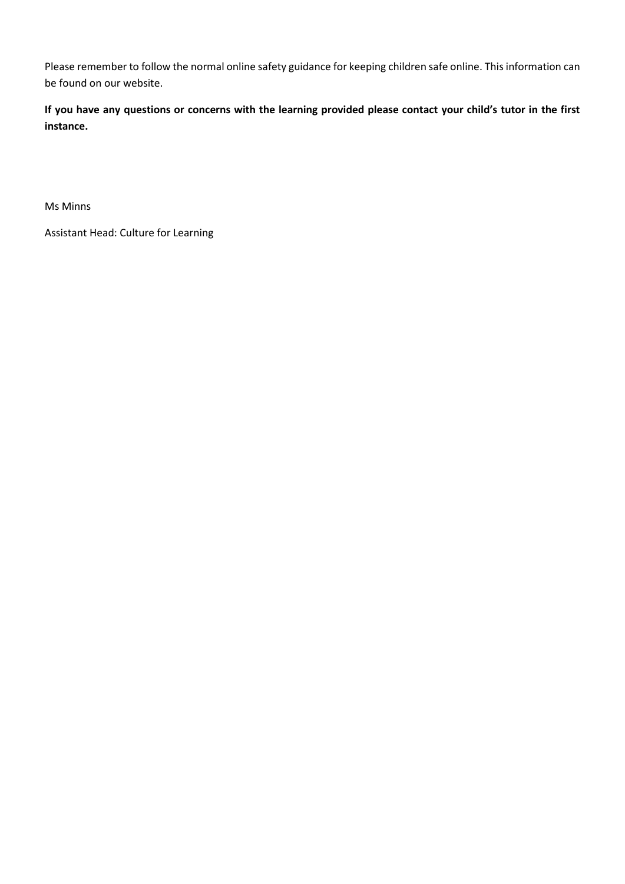Please remember to follow the normal online safety guidance for keeping children safe online. This information can be found on our website.

**If you have any questions or concerns with the learning provided please contact your child's tutor in the first instance.**

Ms Minns

Assistant Head: Culture for Learning